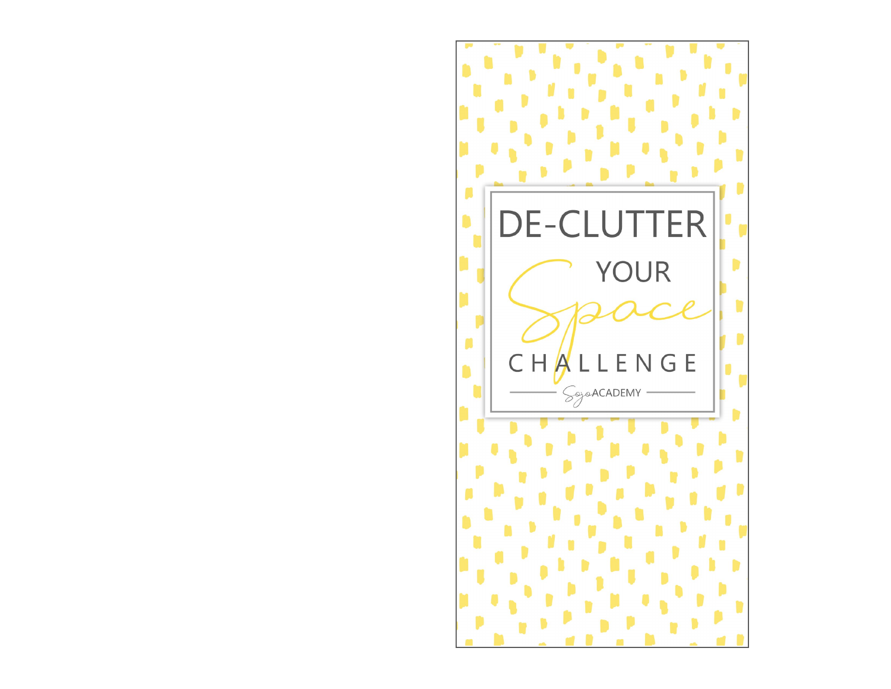# DE-CLUTTER YOUR *Space* CHALLENGE

Sojo ACADEMY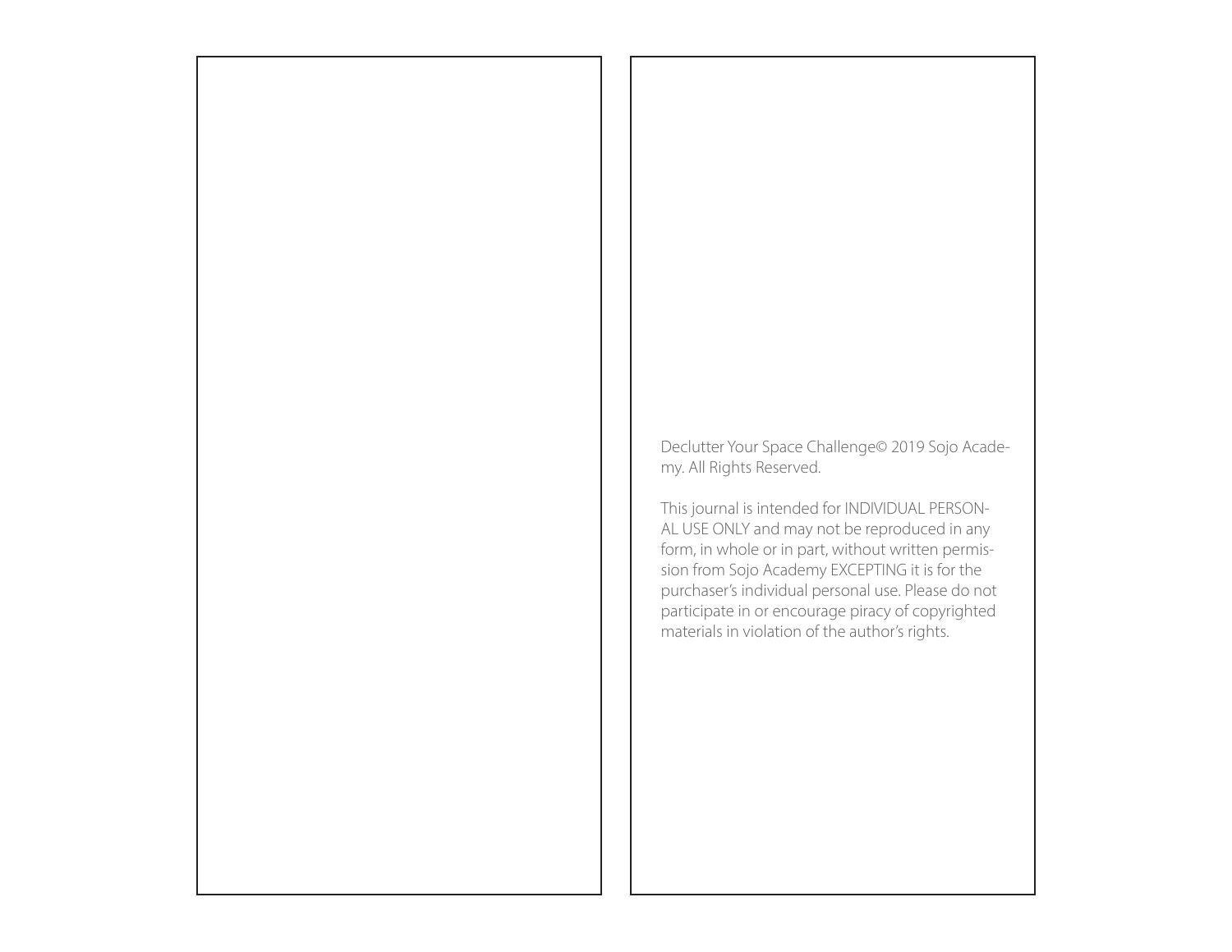Declutter Your Space Challenge© 2019 Sojo Academy. All Rights Reserved.

This journal is intended for INDIVIDUAL PERSONAL USE ONLY and may not be reproduced in any form, in whole or in part, without written permission from Sojo Academy EXCEPTING it is for the purchaser's individual personal use. Please do not participate in or encourage piracy of copyrighted materials in violation of the author's rights.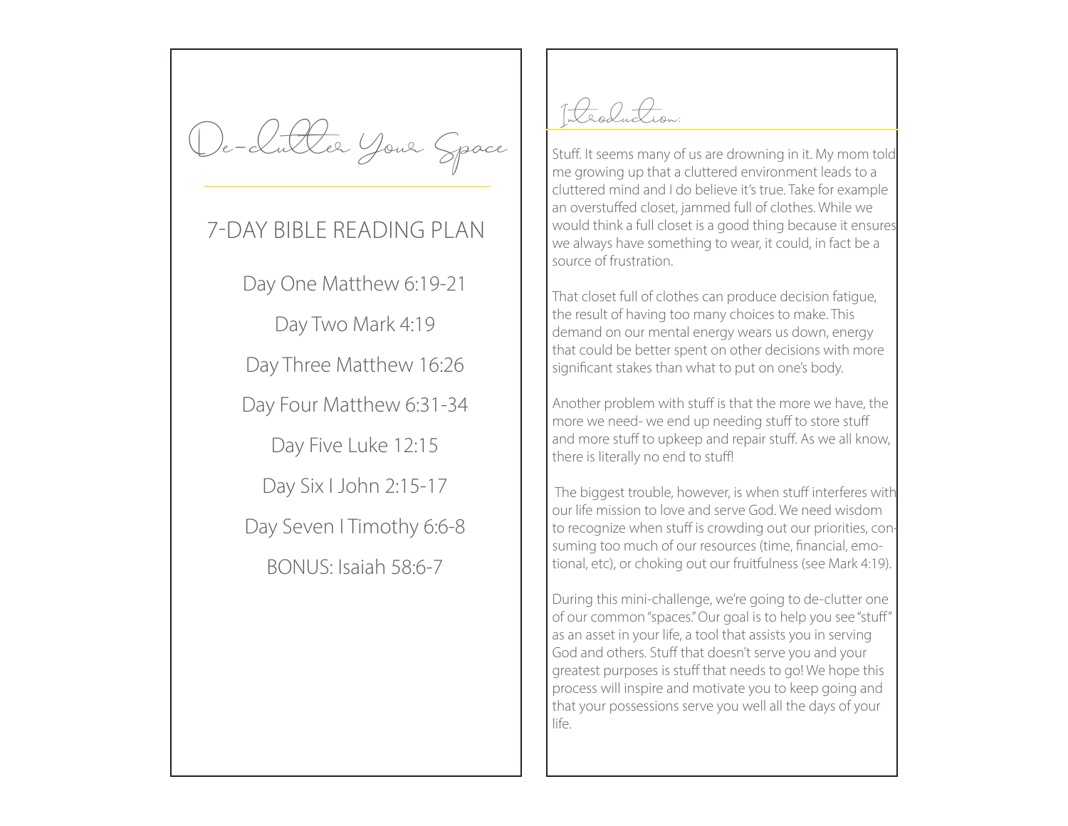# De-Clutter Your Space

## 7-DAY BIBLE READING PLAN

Day One Matthew 6:19-21

Day Two Mark 4:19

Day Three Matthew 16:26

Day Four Matthew 6:31-34

Day Five Luke 12:15

Day Six I John 2:15-17

Day Seven I Timothy 6:6-8

BONUS: Isaiah 58:6-7

## Introduction:

Stuff. It seems many of us are drowning in it. My mom told me growing up that a cluttered environment leads to a cluttered mind and I do believe it's true. Take for example an overstuffed closet, jammed full of clothes. While we would think a full closet is a good thing because it ensures we always have something to wear, it could, in fact be a source of frustration.

That closet full of clothes can produce decision fatigue, the result of having too many choices to make. This demand on our mental energy wears us down, energy that could be better spent on other decisions with more significant stakes than what to put on one's body.

Another problem with stuff is that the more we have, the more we need- we end up needing stuff to store stuff and more stuff to upkeep and repair stuff. As we all know, there is literally no end to stuff!

The biggest trouble, however, is when stuff interferes with our life mission to love and serve God. We need wisdom to recognize when stuff is crowding out our priorities, consuming too much of our resources (time, financial, emotional, etc), or choking out our fruitfulness (see Mark 4:19).

During this mini-challenge, we're going to de-clutter one of our common "spaces." Our goal is to help you see "stuff" as an asset in your life, a tool that assists you in serving God and others. Stuff that doesn't serve you and your greatest purposes is stuff that needs to go! We hope this process will inspire and motivate you to keep going and that your possessions serve you well all the days of your life.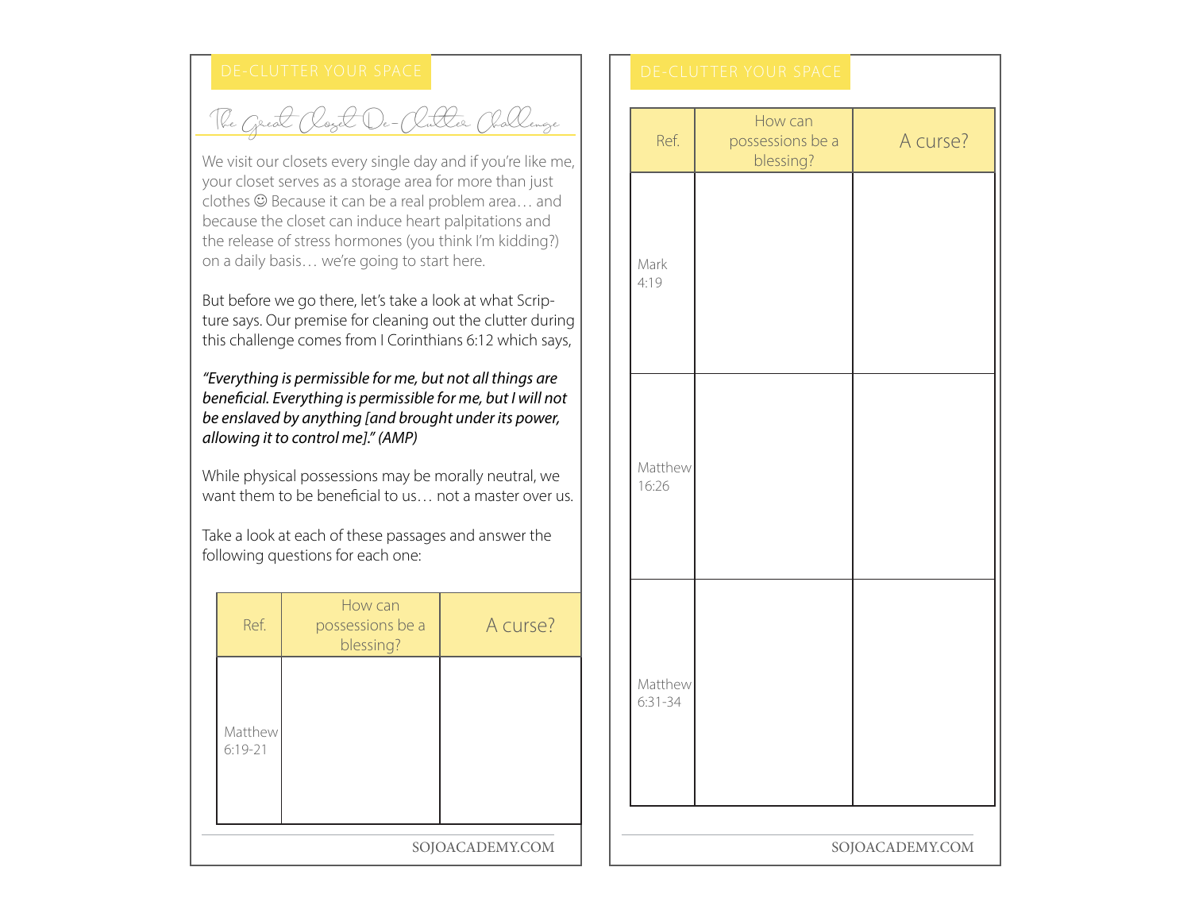DE-CLUTTER YOUR SPACE

## The Great Closet De-Clutter Challenge

We visit our closets every single day and if you're like me, your closet serves as a storage area for more than just clothes ☺ Because it can be a real problem area… and because the closet can induce heart palpitations and the release of stress hormones (you think I'm kidding?) on a daily basis… we're going to start here.

But before we go there, let's take a look at what Scripture says. Our premise for cleaning out the clutter during this challenge comes from I Corinthians 6:12 which says,

*"Everything is permissible for me, but not all things are beneficial. Everything is permissible for me, but I will not be enslaved by anything [and brought under its power, allowing it to control me]." (AMP)*

While physical possessions may be morally neutral, we want them to be beneficial to us… not a master over us.

Take a look at each of these passages and answer the following questions for each one:

| Ref. | How can possessions be a blessing? | A curse? |
| --- | --- | --- |
| Matthew 6:19-21 | | |

DE-CLUTTER YOUR SPACE

| Ref. | How can possessions be a blessing? | A curse? |
| --- | --- | --- |
| Mark 4:19 | | |
| Matthew 16:26 | | |
| Matthew 6:31-34 | | |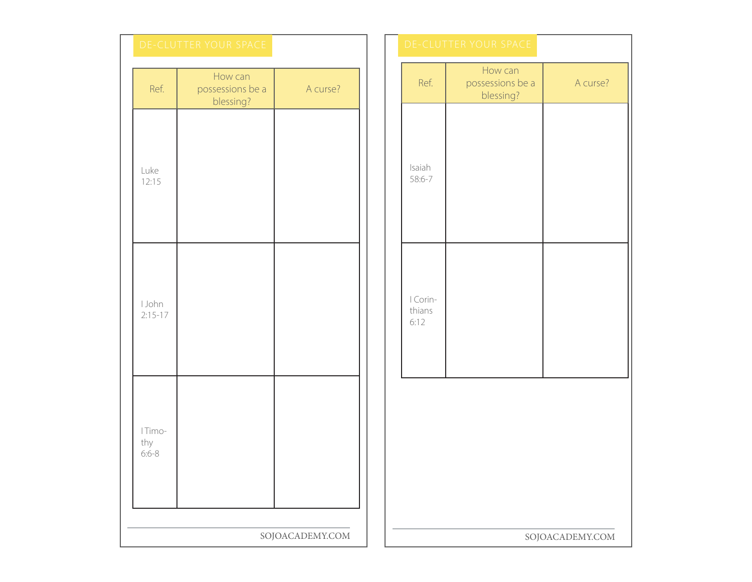## DE-CLUTTER YOUR SPACE

| Ref. | How can possessions be a blessing? | A curse? |
| --- | --- | --- |
| Luke 12:15 | | |
| I John 2:15-17 | | |
| I Timothy 6:6-8 | | |

## DE-CLUTTER YOUR SPACE

| Ref. | How can possessions be a blessing? | A curse? |
| --- | --- | --- |
| Isaiah 58:6-7 | | |
| I Corinthians 6:12 | | |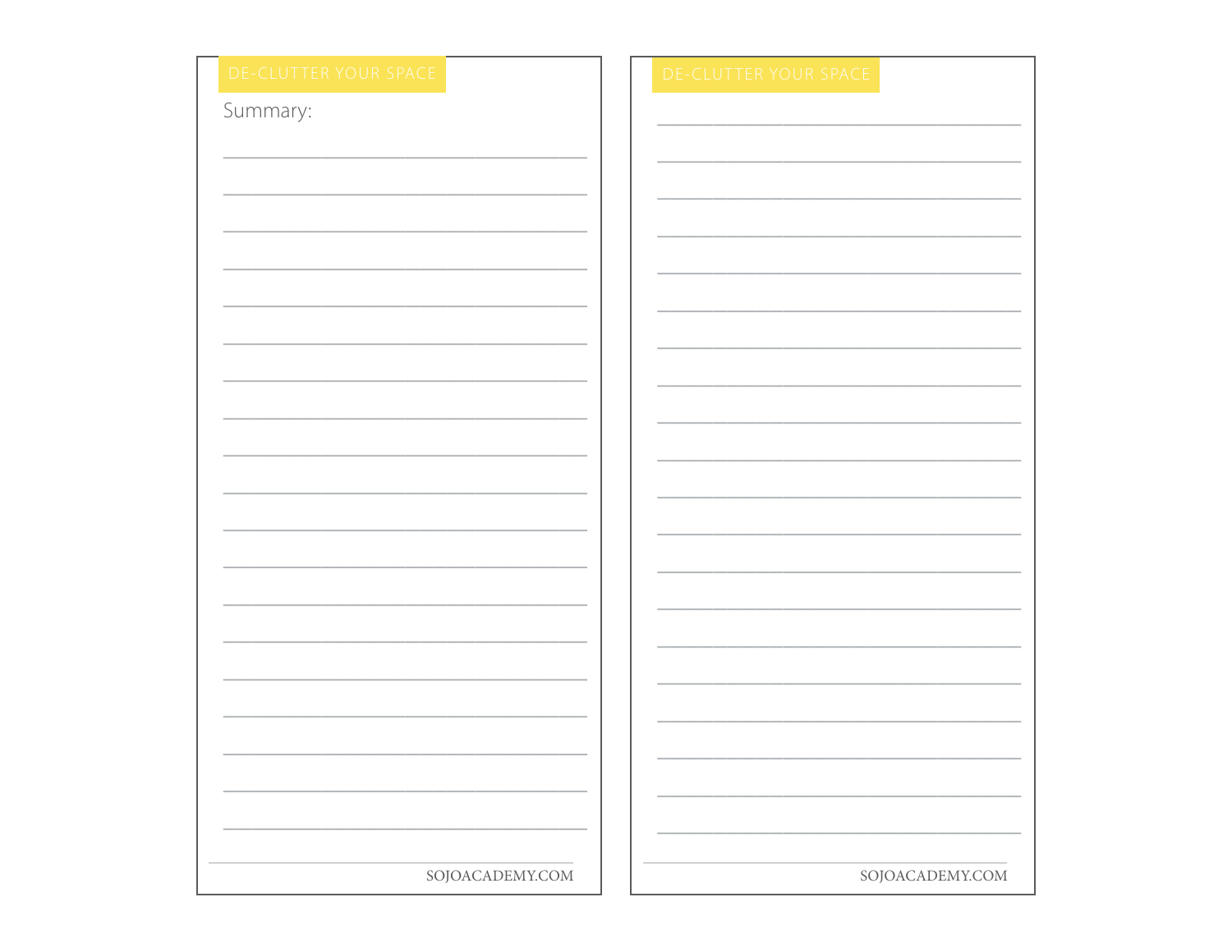## DE-CLUTTER YOUR SPACE

Summary:

## DE-CLUTTER YOUR SPACE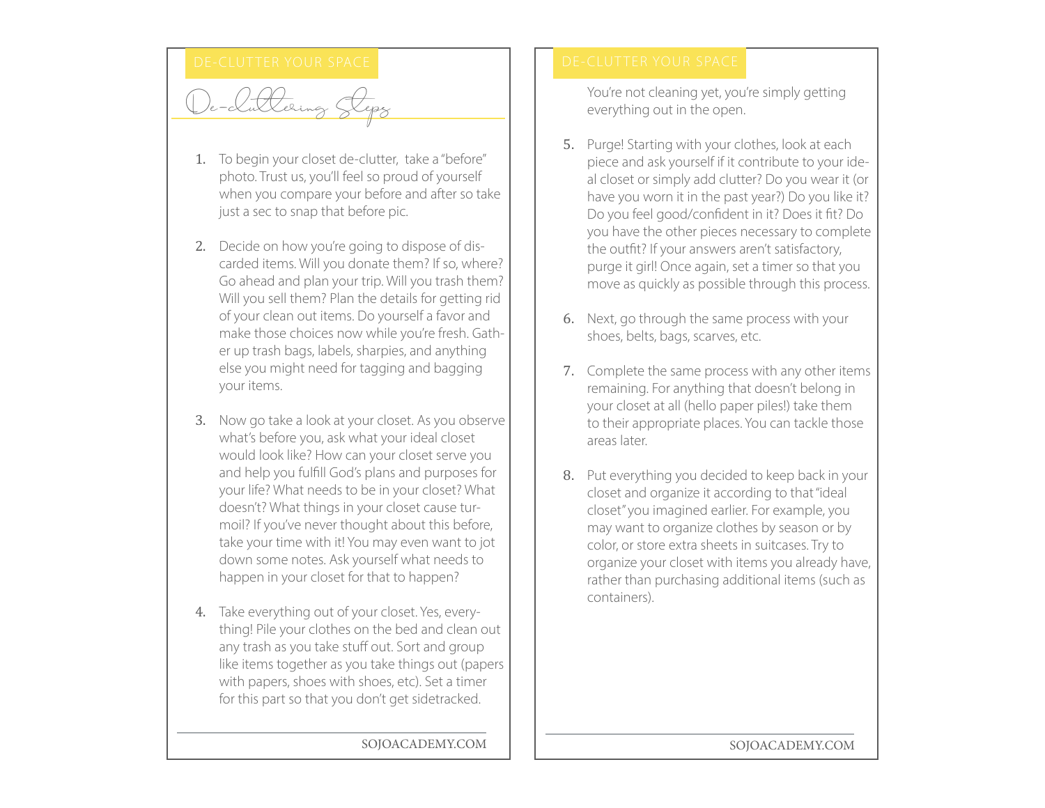DE-CLUTTER YOUR SPACE

# De-cluttering Steps

1. To begin your closet de-clutter, take a "before" photo. Trust us, you'll feel so proud of yourself when you compare your before and after so take just a sec to snap that before pic.

2. Decide on how you're going to dispose of discarded items. Will you donate them? If so, where? Go ahead and plan your trip. Will you trash them? Will you sell them? Plan the details for getting rid of your clean out items. Do yourself a favor and make those choices now while you're fresh. Gather up trash bags, labels, sharpies, and anything else you might need for tagging and bagging your items.

3. Now go take a look at your closet. As you observe what's before you, ask what your ideal closet would look like? How can your closet serve you and help you fulfill God's plans and purposes for your life? What needs to be in your closet? What doesn't? What things in your closet cause turmoil? If you've never thought about this before, take your time with it! You may even want to jot down some notes. Ask yourself what needs to happen in your closet for that to happen?

4. Take everything out of your closet. Yes, everything! Pile your clothes on the bed and clean out any trash as you take stuff out. Sort and group like items together as you take things out (papers with papers, shoes with shoes, etc). Set a timer for this part so that you don't get sidetracked. You're not cleaning yet, you're simply getting everything out in the open.

5. Purge! Starting with your clothes, look at each piece and ask yourself if it contribute to your ideal closet or simply add clutter? Do you wear it (or have you worn it in the past year?) Do you like it? Do you feel good/confident in it? Does it fit? Do you have the other pieces necessary to complete the outfit? If your answers aren't satisfactory, purge it girl! Once again, set a timer so that you move as quickly as possible through this process.

6. Next, go through the same process with your shoes, belts, bags, scarves, etc.

7. Complete the same process with any other items remaining. For anything that doesn't belong in your closet at all (hello paper piles!) take them to their appropriate places. You can tackle those areas later.

8. Put everything you decided to keep back in your closet and organize it according to that "ideal closet" you imagined earlier. For example, you may want to organize clothes by season or by color, or store extra sheets in suitcases. Try to organize your closet with items you already have, rather than purchasing additional items (such as containers).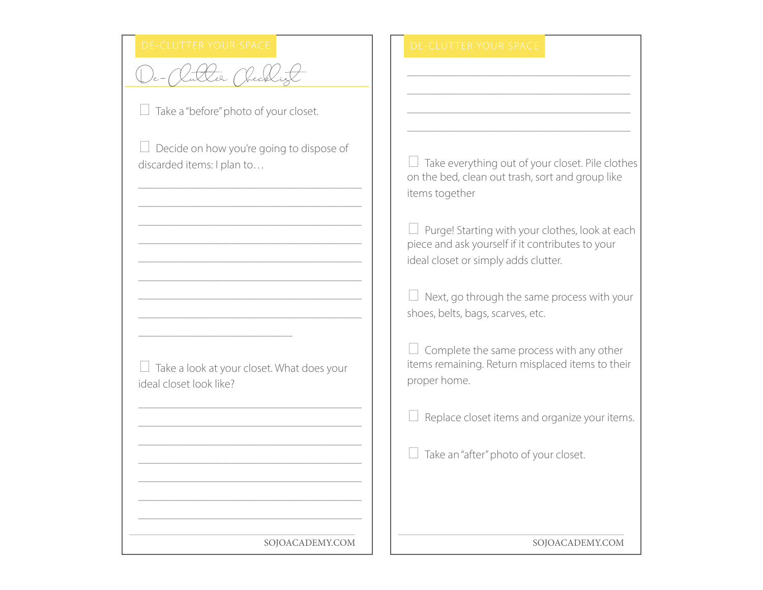DE-CLUTTER YOUR SPACE

# De-Clutter Checklist

- [ ] Take a "before" photo of your closet.

- [ ] Decide on how you're going to dispose of discarded items: I plan to…

______________________________________

______________________________________

______________________________________

______________________________________

______________________________________

______________________________________

______________________________________

______________________________________

__________________________

- [ ] Take a look at your closet. What does your ideal closet look like?

______________________________________

______________________________________

______________________________________

______________________________________

______________________________________

______________________________________

______________________________________

DE-CLUTTER YOUR SPACE

______________________________________

______________________________________

______________________________________

______________________________________

- [ ] Take everything out of your closet. Pile clothes on the bed, clean out trash, sort and group like items together

- [ ] Purge! Starting with your clothes, look at each piece and ask yourself if it contributes to your ideal closet or simply adds clutter.

- [ ] Next, go through the same process with your shoes, belts, bags, scarves, etc.

- [ ] Complete the same process with any other items remaining. Return misplaced items to their proper home.

- [ ] Replace closet items and organize your items.

- [ ] Take an "after" photo of your closet.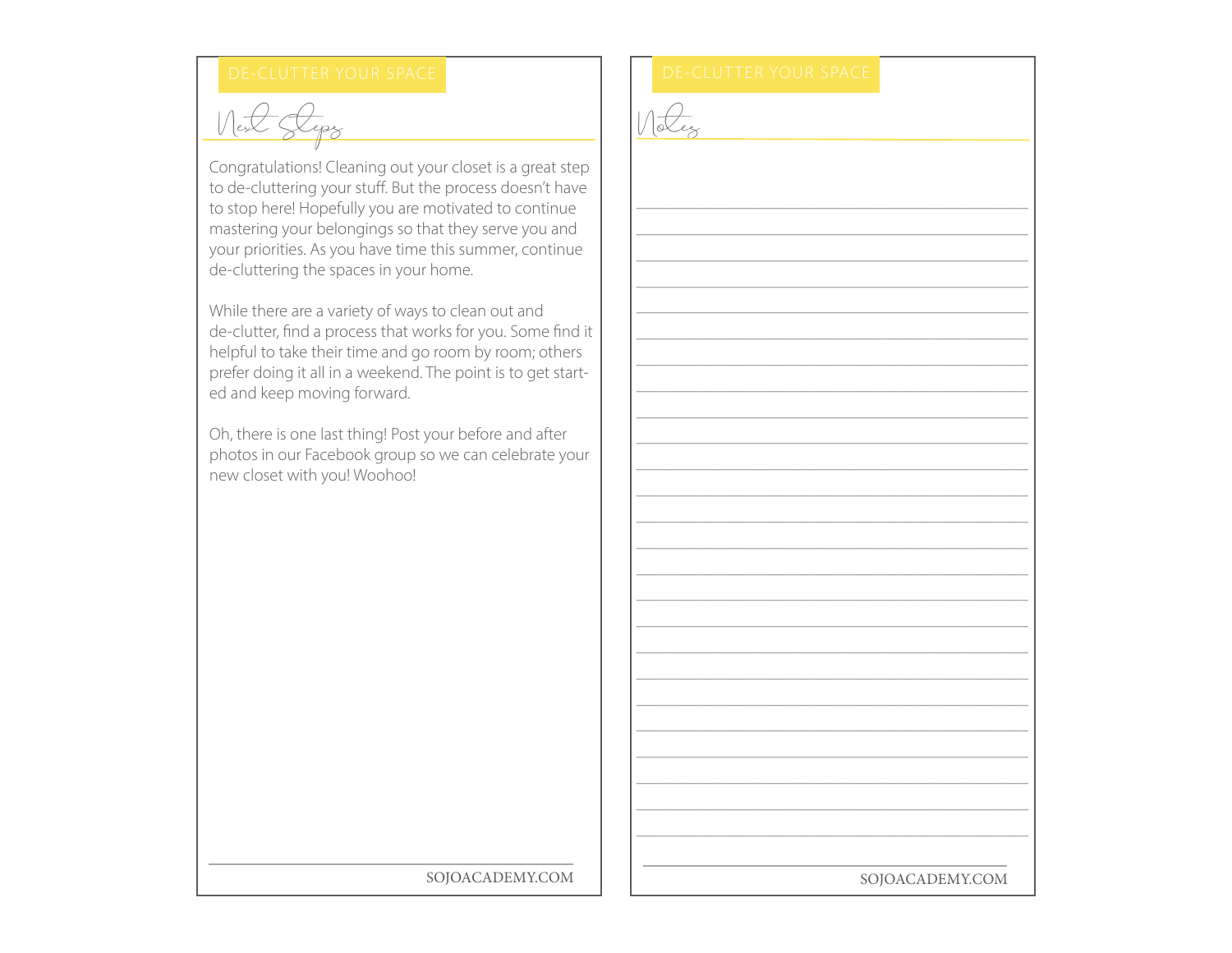DE-CLUTTER YOUR SPACE

## Next Steps

Congratulations! Cleaning out your closet is a great step to de-cluttering your stuff. But the process doesn't have to stop here! Hopefully you are motivated to continue mastering your belongings so that they serve you and your priorities. As you have time this summer, continue de-cluttering the spaces in your home.

While there are a variety of ways to clean out and de-clutter, find a process that works for you. Some find it helpful to take their time and go room by room; others prefer doing it all in a weekend. The point is to get started and keep moving forward.

Oh, there is one last thing! Post your before and after photos in our Facebook group so we can celebrate your new closet with you! Woohoo!

SOJOACADEMY.COM

DE-CLUTTER YOUR SPACE

## Notes

SOJOACADEMY.COM